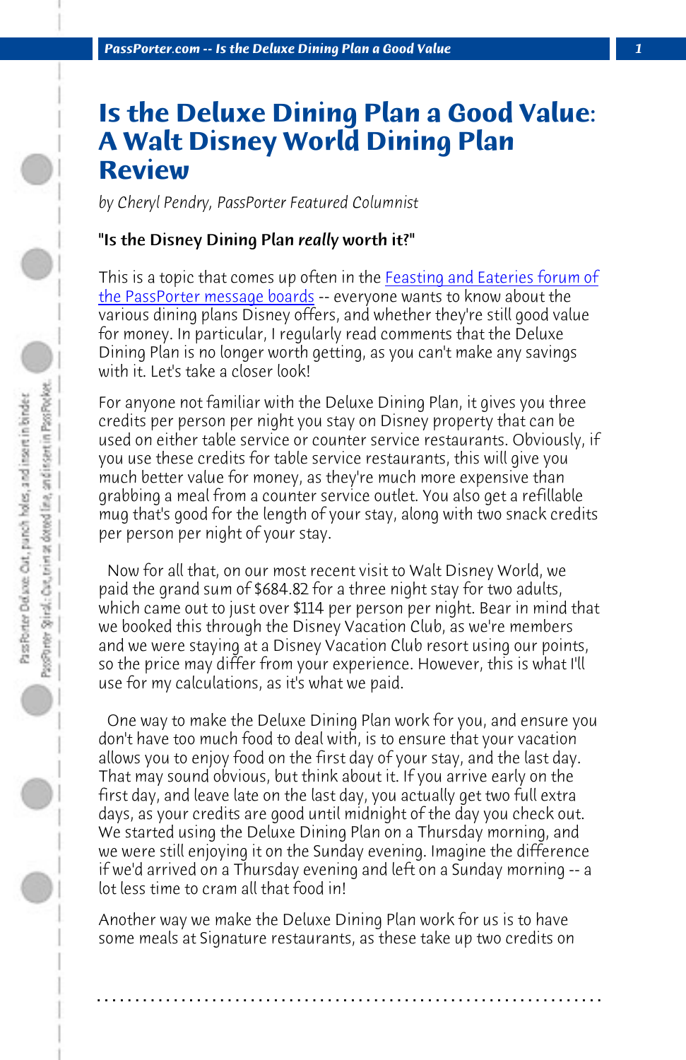# Is the Deluxe Dining Plan a Good Value: A Walt Disney World Dining Plan Review

*by Cheryl Pendry, PassPorter Featured Columnist*

**"Is the Disney Dining Plan *really* worth it?"**

This is a topic that comes up often in the Feasting and Eateries forum of the PassPorter message boards -- everyone wants to know about the various dining plans Disney offers, and whether they're still good value for money. In particular, I regularly read comments that the Deluxe Dining Plan is no longer worth getting, as you can't make any savings with it. Let's take a closer look!

For anyone not familiar with the Deluxe Dining Plan, it gives you three credits per person per night you stay on Disney property that can be used on either table service or counter service restaurants. Obviously, if you use these credits for table service restaurants, this will give you much better value for money, as they're much more expensive than grabbing a meal from a counter service outlet. You also get a refillable mug that's good for the length of your stay, along with two snack credits per person per night of your stay.

Now for all that, on our most recent visit to Walt Disney World, we paid the grand sum of $684.82 for a three night stay for two adults, which came out to just over $114 per person per night. Bear in mind that we booked this through the Disney Vacation Club, as we're members and we were staying at a Disney Vacation Club resort using our points, so the price may differ from your experience. However, this is what I'll use for my calculations, as it's what we paid.

One way to make the Deluxe Dining Plan work for you, and ensure you don't have too much food to deal with, is to ensure that your vacation allows you to enjoy food on the first day of your stay, and the last day. That may sound obvious, but think about it. If you arrive early on the first day, and leave late on the last day, you actually get two full extra days, as your credits are good until midnight of the day you check out. We started using the Deluxe Dining Plan on a Thursday morning, and we were still enjoying it on the Sunday evening. Imagine the difference if we'd arrived on a Thursday evening and left on a Sunday morning -- a lot less time to cram all that food in!

Another way we make the Deluxe Dining Plan work for us is to have some meals at Signature restaurants, as these take up two credits on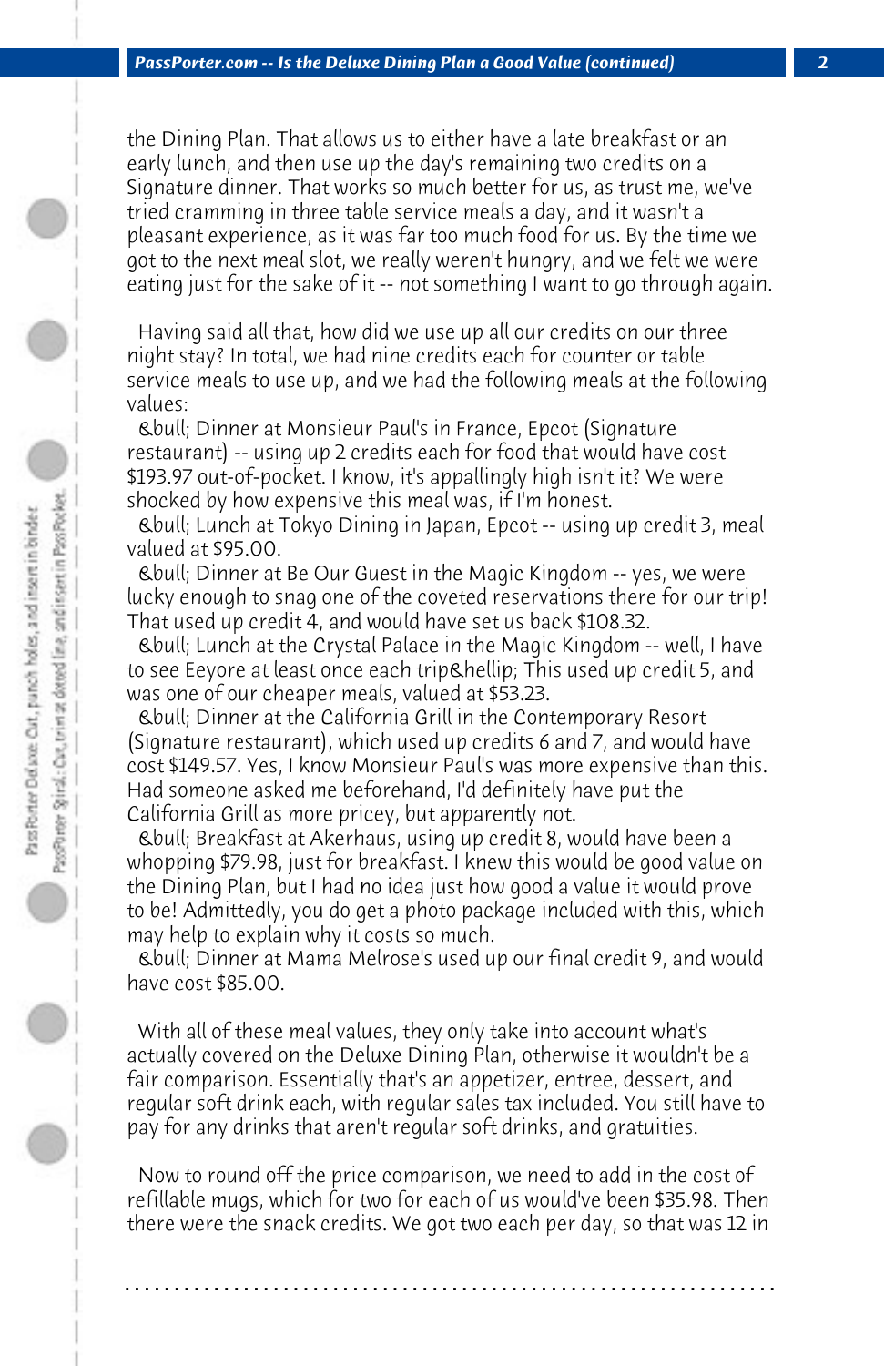the Dining Plan. That allows us to either have a late breakfast or an early lunch, and then use up the day's remaining two credits on a Signature dinner. That works so much better for us, as trust me, we've tried cramming in three table service meals a day, and it wasn't a pleasant experience, as it was far too much food for us. By the time we got to the next meal slot, we really weren't hungry, and we felt we were eating just for the sake of it -- not something I want to go through again.

Having said all that, how did we use up all our credits on our three night stay? In total, we had nine credits each for counter or table service meals to use up, and we had the following meals at the following values:

&bull; Dinner at Monsieur Paul's in France, Epcot (Signature restaurant) -- using up 2 credits each for food that would have cost $193.97 out-of-pocket. I know, it's appallingly high isn't it? We were shocked by how expensive this meal was, if I'm honest.

&bull; Lunch at Tokyo Dining in Japan, Epcot -- using up credit 3, meal valued at $95.00.

&bull; Dinner at Be Our Guest in the Magic Kingdom -- yes, we were lucky enough to snag one of the coveted reservations there for our trip! That used up credit 4, and would have set us back $108.32.

&bull; Lunch at the Crystal Palace in the Magic Kingdom -- well, I have to see Eeyore at least once each trip&hellip; This used up credit 5, and was one of our cheaper meals, valued at $53.23.

&bull; Dinner at the California Grill in the Contemporary Resort (Signature restaurant), which used up credits 6 and 7, and would have cost $149.57. Yes, I know Monsieur Paul's was more expensive than this. Had someone asked me beforehand, I'd definitely have put the California Grill as more pricey, but apparently not.

&bull; Breakfast at Akerhaus, using up credit 8, would have been a whopping $79.98, just for breakfast. I knew this would be good value on the Dining Plan, but I had no idea just how good a value it would prove to be! Admittedly, you do get a photo package included with this, which may help to explain why it costs so much.

&bull; Dinner at Mama Melrose's used up our final credit 9, and would have cost $85.00.

With all of these meal values, they only take into account what's actually covered on the Deluxe Dining Plan, otherwise it wouldn't be a fair comparison. Essentially that's an appetizer, entree, dessert, and regular soft drink each, with regular sales tax included. You still have to pay for any drinks that aren't regular soft drinks, and gratuities.

Now to round off the price comparison, we need to add in the cost of refillable mugs, which for two for each of us would've been $35.98. Then there were the snack credits. We got two each per day, so that was 12 in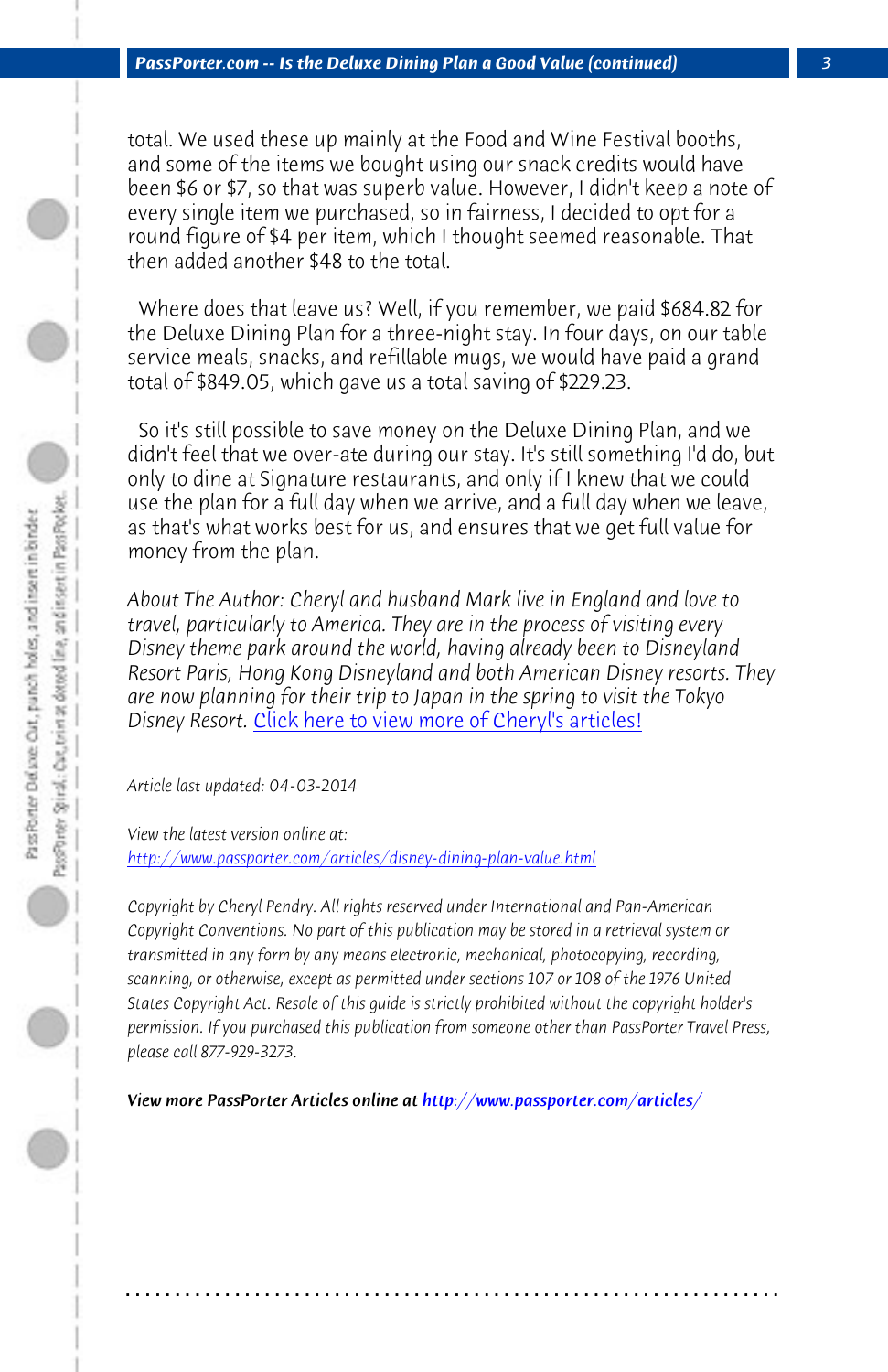total. We used these up mainly at the Food and Wine Festival booths, and some of the items we bought using our snack credits would have been $6 or $7, so that was superb value. However, I didn't keep a note of every single item we purchased, so in fairness, I decided to opt for a round figure of $4 per item, which I thought seemed reasonable. That then added another $48 to the total.

Where does that leave us? Well, if you remember, we paid $684.82 for the Deluxe Dining Plan for a three-night stay. In four days, on our table service meals, snacks, and refillable mugs, we would have paid a grand total of $849.05, which gave us a total saving of $229.23.

So it's still possible to save money on the Deluxe Dining Plan, and we didn't feel that we over-ate during our stay. It's still something I'd do, but only to dine at Signature restaurants, and only if I knew that we could use the plan for a full day when we arrive, and a full day when we leave, as that's what works best for us, and ensures that we get full value for money from the plan.

*About The Author: Cheryl and husband Mark live in England and love to travel, particularly to America. They are in the process of visiting every Disney theme park around the world, having already been to Disneyland Resort Paris, Hong Kong Disneyland and both American Disney resorts. They are now planning for their trip to Japan in the spring to visit the Tokyo Disney Resort.* [Click here to view more of Cheryl's articles!]

*Article last updated: 04-03-2014*

*View the latest version online at:*
*http://www.passporter.com/articles/disney-dining-plan-value.html*

*Copyright by Cheryl Pendry. All rights reserved under International and Pan-American Copyright Conventions. No part of this publication may be stored in a retrieval system or transmitted in any form by any means electronic, mechanical, photocopying, recording, scanning, or otherwise, except as permitted under sections 107 or 108 of the 1976 United States Copyright Act. Resale of this guide is strictly prohibited without the copyright holder's permission. If you purchased this publication from someone other than PassPorter Travel Press, please call 877-929-3273.*

***View more PassPorter Articles online at http://www.passporter.com/articles/***